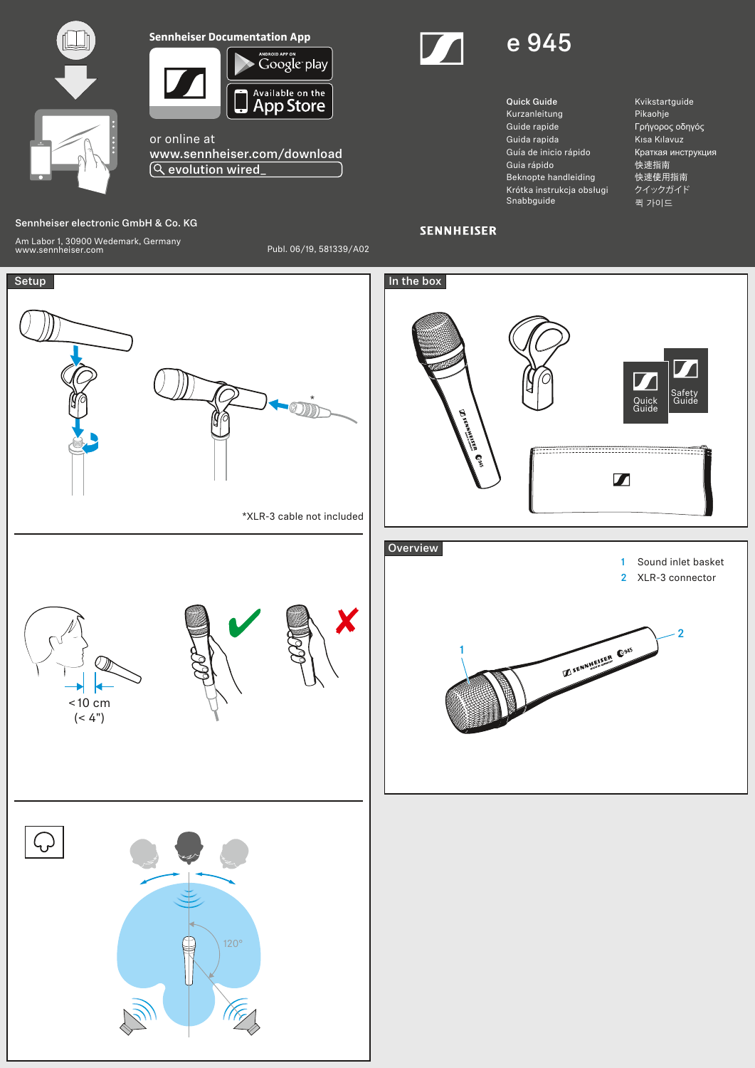# e 945

Sennheiser Documentation App

ANDROID APP ON Google play

Available on the App Store

or online at
www.sennheiser.com/download
evolution wired_

Quick Guide
Kurzanleitung
Guide rapide
Guida rapida
Guía de inicio rápido
Guia rápido
Beknopte handleiding
Krótka instrukcja obsługi
Snabbguide
Kvikstartguide
Pikaohje
Γρήγορος οδηγός
Kısa Kılavuz
Краткая инструкция
快速指南
快速使用指南
クイックガイド
퀵 가이드

SENNHEISER

Sennheiser electronic GmbH & Co. KG

Am Labor 1, 30900 Wedemark, Germany
www.sennheiser.com

Publ. 06/19, 581339/A02

## Setup

*XLR-3 cable not included

< 10 cm
(< 4")

120°

## In the box

Quick Guide

Safety Guide

## Overview

1 Sound inlet basket
2 XLR-3 connector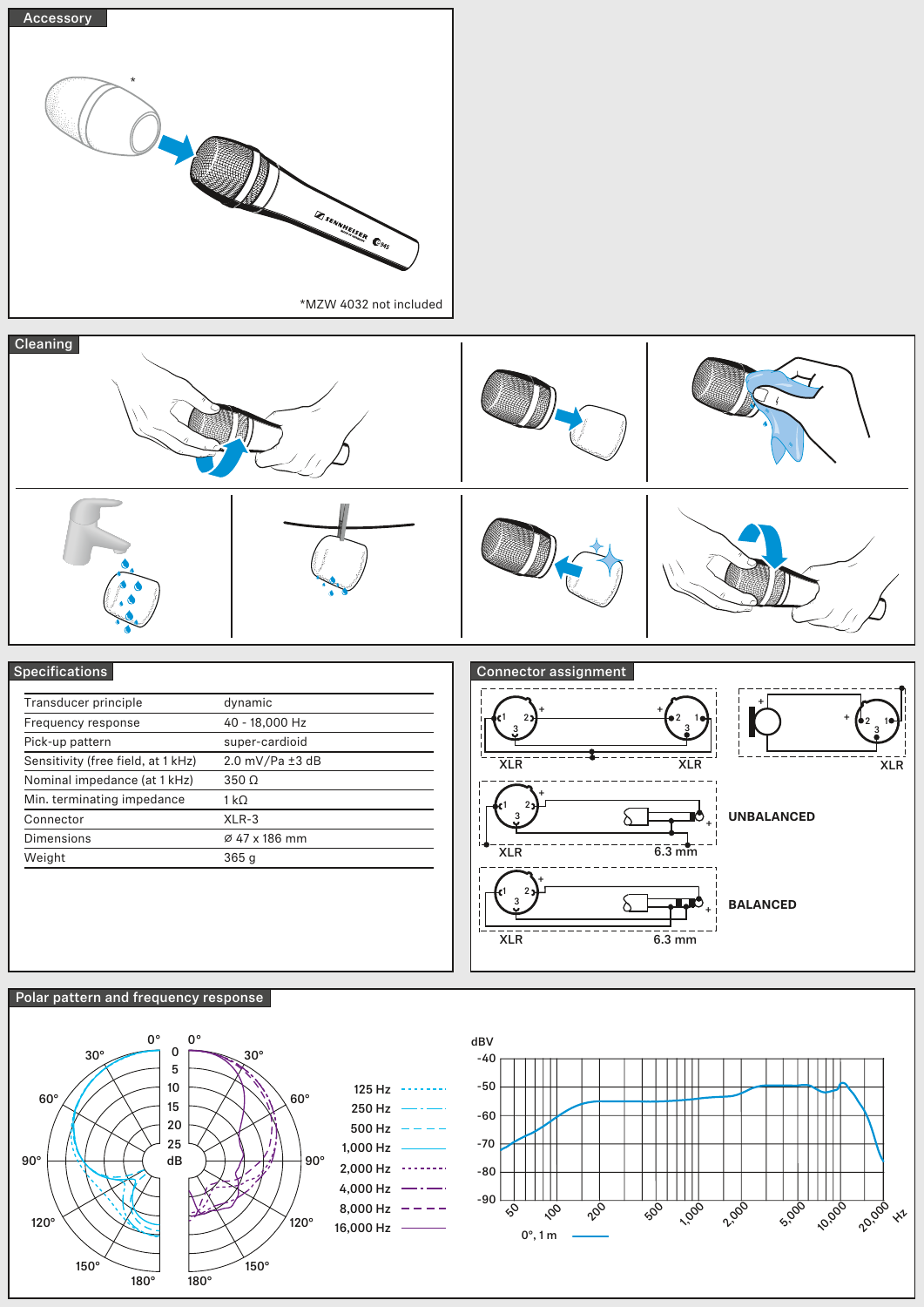## Accessory

*

*MZW 4032 not included

## Cleaning

## Specifications

| | |
|---|---|
| Transducer principle | dynamic |
| Frequency response | 40 - 18,000 Hz |
| Pick-up pattern | super-cardioid |
| Sensitivity (free field, at 1 kHz) | 2.0 mV/Pa ±3 dB |
| Nominal impedance (at 1 kHz) | 350 Ω |
| Min. terminating impedance | 1 kΩ |
| Connector | XLR-3 |
| Dimensions | Ø 47 x 186 mm |
| Weight | 365 g |

## Connector assignment

XLR
XLR
XLR

XLR
6.3 mm
UNBALANCED

XLR
6.3 mm
BALANCED

## Polar pattern and frequency response

0°
30°
60°
90°
120°
150°
180°
0
5
10
15
20
25
dB

125 Hz
250 Hz
500 Hz
1,000 Hz
2,000 Hz
4,000 Hz
8,000 Hz
16,000 Hz

dBV
-40
-50
-60
-70
-80
-90
50
100
200
500
1,000
2,000
5,000
10,000
20,000
Hz
0°, 1 m